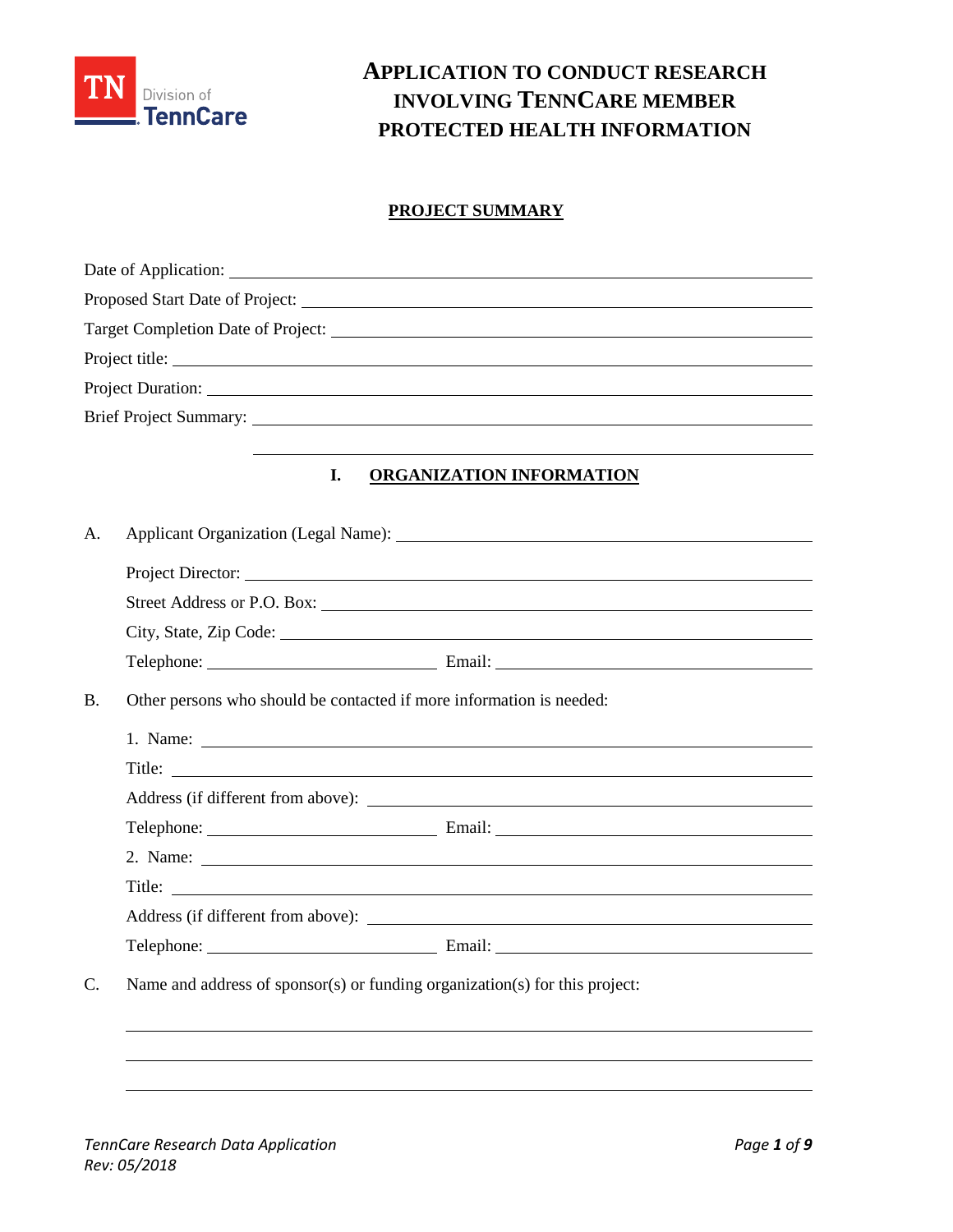# APPLICATION TO CONDUCT RESEARCH INVOLVING TENNCARE MEMBER PROTECTED HEALTH INFORMATION

## PROJECT SUMMARY

Date of Application: ______________________________

Proposed Start Date of Project: ______________________________

Target Completion Date of Project: ______________________________

Project title: ______________________________

Project Duration: ______________________________

Brief Project Summary: ______________________________

______________________________

## I. ORGANIZATION INFORMATION

A. Applicant Organization (Legal Name): ______________________________

Project Director: ______________________________

Street Address or P.O. Box: ______________________________

City, State, Zip Code: ______________________________

Telephone: ______________ Email: ______________

B. Other persons who should be contacted if more information is needed:

1. Name: ______________________________

Title: ______________________________

Address (if different from above): ______________________________

Telephone: ______________ Email: ______________

2. Name: ______________________________

Title: ______________________________

Address (if different from above): ______________________________

Telephone: ______________ Email: ______________

C. Name and address of sponsor(s) or funding organization(s) for this project:

______________________________

______________________________

______________________________

*TennCare Research Data Application*
*Rev: 05/2018*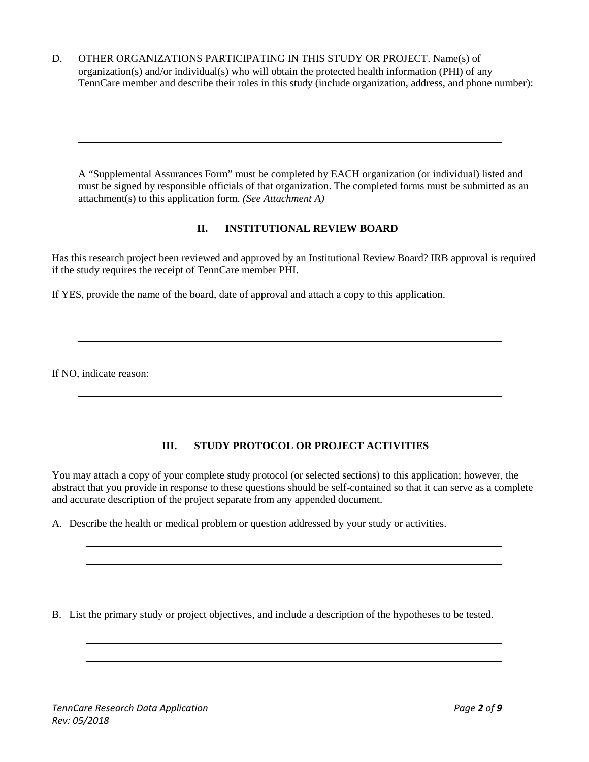D. OTHER ORGANIZATIONS PARTICIPATING IN THIS STUDY OR PROJECT. Name(s) of organization(s) and/or individual(s) who will obtain the protected health information (PHI) of any TennCare member and describe their roles in this study (include organization, address, and phone number):

A "Supplemental Assurances Form" must be completed by EACH organization (or individual) listed and must be signed by responsible officials of that organization. The completed forms must be submitted as an attachment(s) to this application form. *(See Attachment A)*

## II. INSTITUTIONAL REVIEW BOARD

Has this research project been reviewed and approved by an Institutional Review Board? IRB approval is required if the study requires the receipt of TennCare member PHI.

If YES, provide the name of the board, date of approval and attach a copy to this application.

If NO, indicate reason:

## III. STUDY PROTOCOL OR PROJECT ACTIVITIES

You may attach a copy of your complete study protocol (or selected sections) to this application; however, the abstract that you provide in response to these questions should be self-contained so that it can serve as a complete and accurate description of the project separate from any appended document.

A. Describe the health or medical problem or question addressed by your study or activities.

B. List the primary study or project objectives, and include a description of the hypotheses to be tested.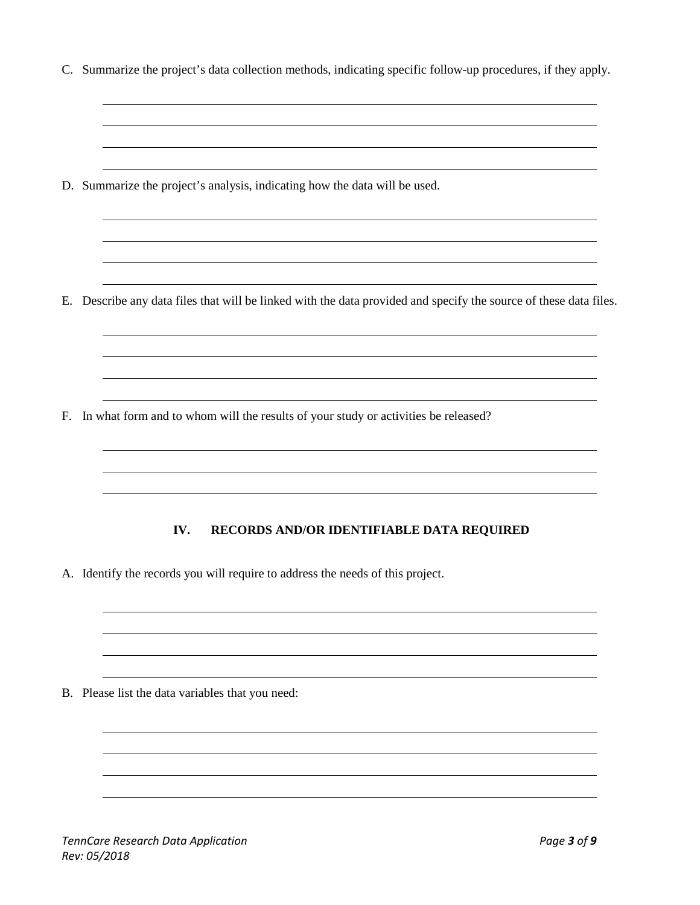C. Summarize the project's data collection methods, indicating specific follow-up procedures, if they apply.

D. Summarize the project's analysis, indicating how the data will be used.

E. Describe any data files that will be linked with the data provided and specify the source of these data files.

F. In what form and to whom will the results of your study or activities be released?

## IV. RECORDS AND/OR IDENTIFIABLE DATA REQUIRED

A. Identify the records you will require to address the needs of this project.

B. Please list the data variables that you need: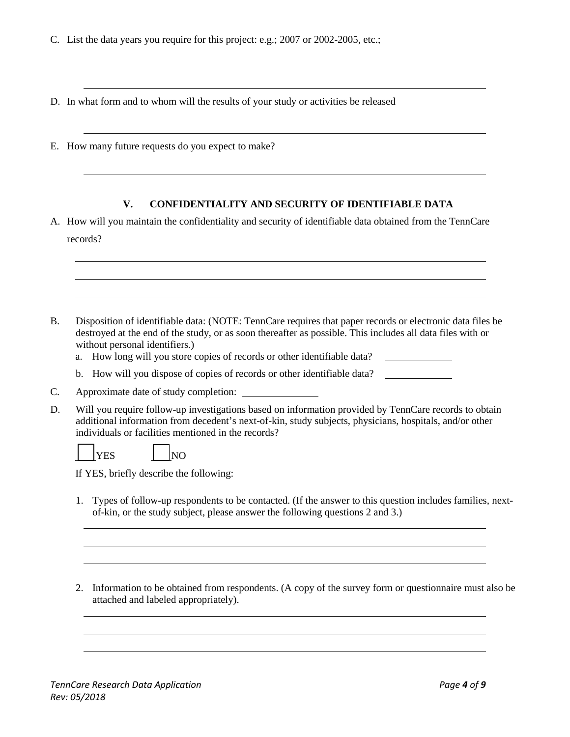C. List the data years you require for this project: e.g.; 2007 or 2002-2005, etc.;

\_\_\_\_\_\_\_\_\_\_\_\_\_\_\_\_\_\_\_\_\_\_\_\_\_\_\_\_\_\_\_\_\_\_\_\_\_\_\_\_\_\_\_\_\_\_\_\_\_\_\_\_\_\_\_\_\_\_\_\_

\_\_\_\_\_\_\_\_\_\_\_\_\_\_\_\_\_\_\_\_\_\_\_\_\_\_\_\_\_\_\_\_\_\_\_\_\_\_\_\_\_\_\_\_\_\_\_\_\_\_\_\_\_\_\_\_\_\_\_\_

D. In what form and to whom will the results of your study or activities be released

\_\_\_\_\_\_\_\_\_\_\_\_\_\_\_\_\_\_\_\_\_\_\_\_\_\_\_\_\_\_\_\_\_\_\_\_\_\_\_\_\_\_\_\_\_\_\_\_\_\_\_\_\_\_\_\_\_\_\_\_

E. How many future requests do you expect to make?

\_\_\_\_\_\_\_\_\_\_\_\_\_\_\_\_\_\_\_\_\_\_\_\_\_\_\_\_\_\_\_\_\_\_\_\_\_\_\_\_\_\_\_\_\_\_\_\_\_\_\_\_\_\_\_\_\_\_\_\_

## V. CONFIDENTIALITY AND SECURITY OF IDENTIFIABLE DATA

A. How will you maintain the confidentiality and security of identifiable data obtained from the TennCare records?

\_\_\_\_\_\_\_\_\_\_\_\_\_\_\_\_\_\_\_\_\_\_\_\_\_\_\_\_\_\_\_\_\_\_\_\_\_\_\_\_\_\_\_\_\_\_\_\_\_\_\_\_\_\_\_\_\_\_\_\_

\_\_\_\_\_\_\_\_\_\_\_\_\_\_\_\_\_\_\_\_\_\_\_\_\_\_\_\_\_\_\_\_\_\_\_\_\_\_\_\_\_\_\_\_\_\_\_\_\_\_\_\_\_\_\_\_\_\_\_\_

\_\_\_\_\_\_\_\_\_\_\_\_\_\_\_\_\_\_\_\_\_\_\_\_\_\_\_\_\_\_\_\_\_\_\_\_\_\_\_\_\_\_\_\_\_\_\_\_\_\_\_\_\_\_\_\_\_\_\_\_

B. Disposition of identifiable data: (NOTE: TennCare requires that paper records or electronic data files be destroyed at the end of the study, or as soon thereafter as possible. This includes all data files with or without personal identifiers.)

   a. How long will you store copies of records or other identifiable data? \_\_\_\_\_\_\_\_\_\_\_\_

   b. How will you dispose of copies of records or other identifiable data? \_\_\_\_\_\_\_\_\_\_\_\_

C. Approximate date of study completion: \_\_\_\_\_\_\_\_\_\_\_\_\_\_

D. Will you require follow-up investigations based on information provided by TennCare records to obtain additional information from decedent's next-of-kin, study subjects, physicians, hospitals, and/or other individuals or facilities mentioned in the records?

   ☐ YES ☐ NO

   If YES, briefly describe the following:

   1. Types of follow-up respondents to be contacted. (If the answer to this question includes families, next-of-kin, or the study subject, please answer the following questions 2 and 3.)

   \_\_\_\_\_\_\_\_\_\_\_\_\_\_\_\_\_\_\_\_\_\_\_\_\_\_\_\_\_\_\_\_\_\_\_\_\_\_\_\_\_\_\_\_\_\_\_\_\_\_\_\_\_\_\_\_\_\_\_\_

   \_\_\_\_\_\_\_\_\_\_\_\_\_\_\_\_\_\_\_\_\_\_\_\_\_\_\_\_\_\_\_\_\_\_\_\_\_\_\_\_\_\_\_\_\_\_\_\_\_\_\_\_\_\_\_\_\_\_\_\_

   \_\_\_\_\_\_\_\_\_\_\_\_\_\_\_\_\_\_\_\_\_\_\_\_\_\_\_\_\_\_\_\_\_\_\_\_\_\_\_\_\_\_\_\_\_\_\_\_\_\_\_\_\_\_\_\_\_\_\_\_

   2. Information to be obtained from respondents. (A copy of the survey form or questionnaire must also be attached and labeled appropriately).

   \_\_\_\_\_\_\_\_\_\_\_\_\_\_\_\_\_\_\_\_\_\_\_\_\_\_\_\_\_\_\_\_\_\_\_\_\_\_\_\_\_\_\_\_\_\_\_\_\_\_\_\_\_\_\_\_\_\_\_\_

   \_\_\_\_\_\_\_\_\_\_\_\_\_\_\_\_\_\_\_\_\_\_\_\_\_\_\_\_\_\_\_\_\_\_\_\_\_\_\_\_\_\_\_\_\_\_\_\_\_\_\_\_\_\_\_\_\_\_\_\_

   \_\_\_\_\_\_\_\_\_\_\_\_\_\_\_\_\_\_\_\_\_\_\_\_\_\_\_\_\_\_\_\_\_\_\_\_\_\_\_\_\_\_\_\_\_\_\_\_\_\_\_\_\_\_\_\_\_\_\_\_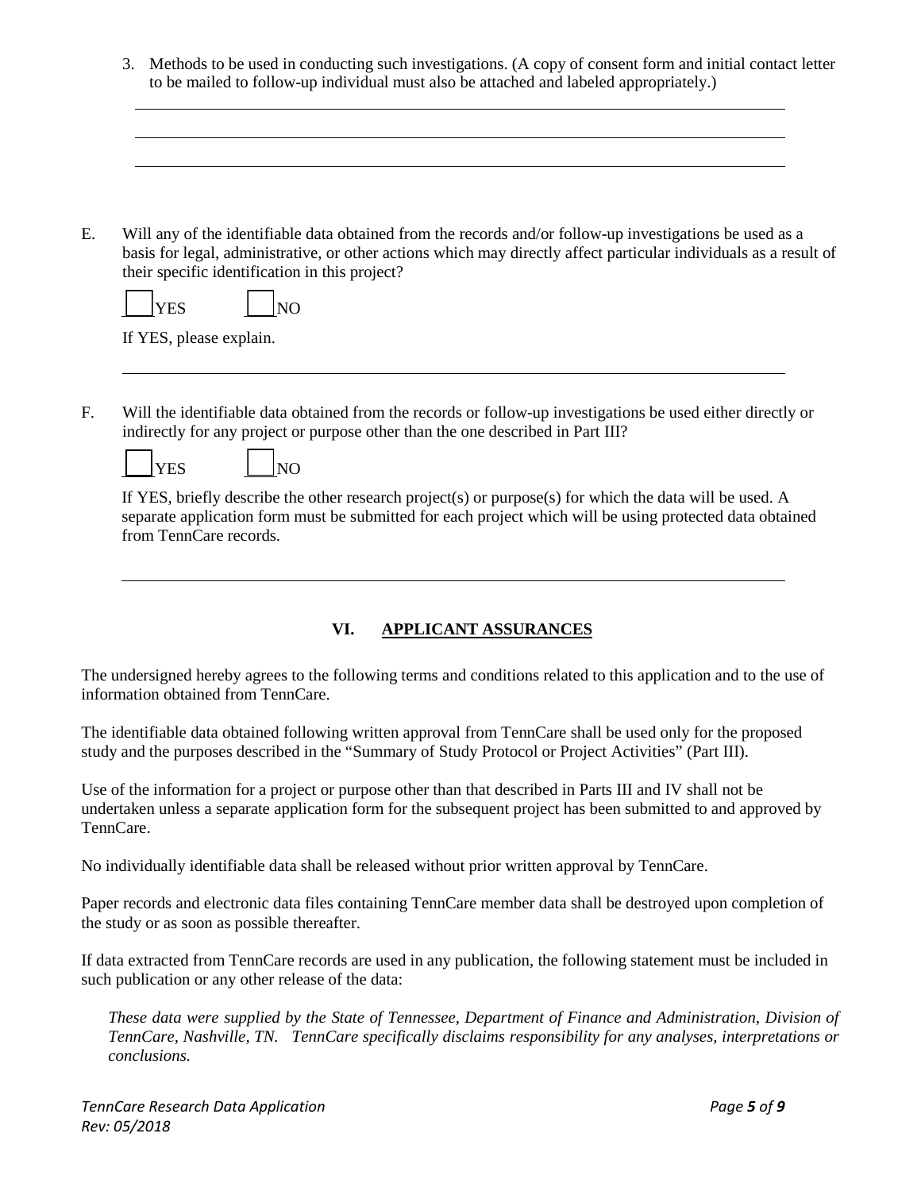3. Methods to be used in conducting such investigations. (A copy of consent form and initial contact letter to be mailed to follow-up individual must also be attached and labeled appropriately.)

\_\_\_\_\_\_\_\_\_\_\_\_\_\_\_\_\_\_\_\_\_\_\_\_\_\_\_\_\_\_\_\_\_\_\_\_\_\_\_\_\_\_\_\_\_\_\_\_\_\_\_\_\_\_\_\_\_\_\_\_\_\_\_\_\_\_\_\_\_\_\_\_\_\_

\_\_\_\_\_\_\_\_\_\_\_\_\_\_\_\_\_\_\_\_\_\_\_\_\_\_\_\_\_\_\_\_\_\_\_\_\_\_\_\_\_\_\_\_\_\_\_\_\_\_\_\_\_\_\_\_\_\_\_\_\_\_\_\_\_\_\_\_\_\_\_\_\_\_

\_\_\_\_\_\_\_\_\_\_\_\_\_\_\_\_\_\_\_\_\_\_\_\_\_\_\_\_\_\_\_\_\_\_\_\_\_\_\_\_\_\_\_\_\_\_\_\_\_\_\_\_\_\_\_\_\_\_\_\_\_\_\_\_\_\_\_\_\_\_\_\_\_\_

E. Will any of the identifiable data obtained from the records and/or follow-up investigations be used as a basis for legal, administrative, or other actions which may directly affect particular individuals as a result of their specific identification in this project?

☐ YES ☐ NO

If YES, please explain.

\_\_\_\_\_\_\_\_\_\_\_\_\_\_\_\_\_\_\_\_\_\_\_\_\_\_\_\_\_\_\_\_\_\_\_\_\_\_\_\_\_\_\_\_\_\_\_\_\_\_\_\_\_\_\_\_\_\_\_\_\_\_\_\_\_\_\_\_\_\_\_\_\_\_

F. Will the identifiable data obtained from the records or follow-up investigations be used either directly or indirectly for any project or purpose other than the one described in Part III?

☐ YES ☐ NO

If YES, briefly describe the other research project(s) or purpose(s) for which the data will be used. A separate application form must be submitted for each project which will be using protected data obtained from TennCare records.

\_\_\_\_\_\_\_\_\_\_\_\_\_\_\_\_\_\_\_\_\_\_\_\_\_\_\_\_\_\_\_\_\_\_\_\_\_\_\_\_\_\_\_\_\_\_\_\_\_\_\_\_\_\_\_\_\_\_\_\_\_\_\_\_\_\_\_\_\_\_\_\_\_\_

## VI. APPLICANT ASSURANCES

The undersigned hereby agrees to the following terms and conditions related to this application and to the use of information obtained from TennCare.

The identifiable data obtained following written approval from TennCare shall be used only for the proposed study and the purposes described in the "Summary of Study Protocol or Project Activities" (Part III).

Use of the information for a project or purpose other than that described in Parts III and IV shall not be undertaken unless a separate application form for the subsequent project has been submitted to and approved by TennCare.

No individually identifiable data shall be released without prior written approval by TennCare.

Paper records and electronic data files containing TennCare member data shall be destroyed upon completion of the study or as soon as possible thereafter.

If data extracted from TennCare records are used in any publication, the following statement must be included in such publication or any other release of the data:

*These data were supplied by the State of Tennessee, Department of Finance and Administration, Division of TennCare, Nashville, TN. TennCare specifically disclaims responsibility for any analyses, interpretations or conclusions.*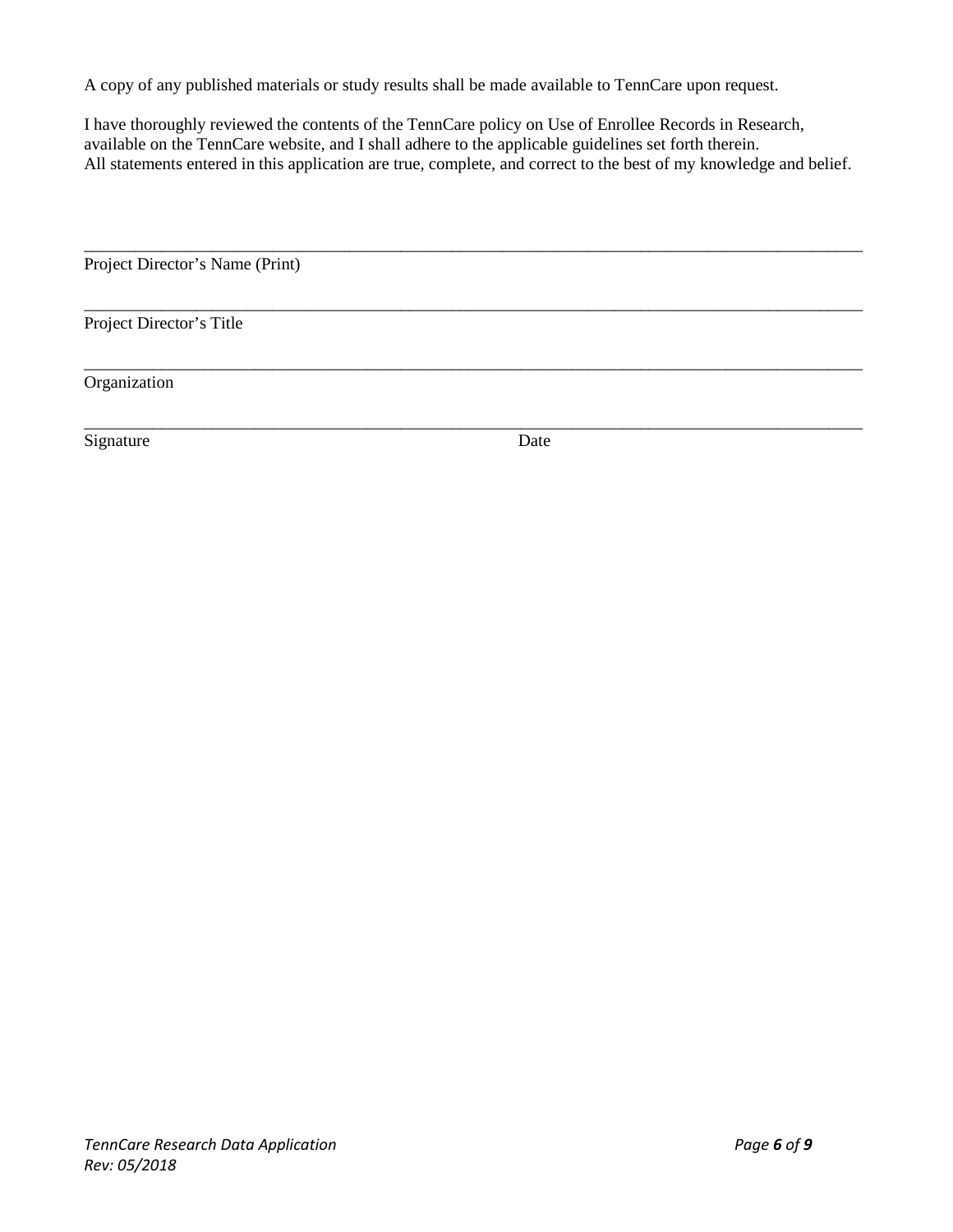A copy of any published materials or study results shall be made available to TennCare upon request.

I have thoroughly reviewed the contents of the TennCare policy on Use of Enrollee Records in Research, available on the TennCare website, and I shall adhere to the applicable guidelines set forth therein. All statements entered in this application are true, complete, and correct to the best of my knowledge and belief.

\_\_\_\_\_\_\_\_\_\_\_\_\_\_\_\_\_\_\_\_\_\_\_\_\_\_\_\_\_\_\_\_\_\_\_\_\_\_\_\_\_\_\_\_\_\_\_\_\_\_\_\_\_\_\_\_\_\_\_\_\_\_\_\_\_\_\_\_\_\_\_\_\_\_\_\_\_\_

Project Director's Name (Print)

\_\_\_\_\_\_\_\_\_\_\_\_\_\_\_\_\_\_\_\_\_\_\_\_\_\_\_\_\_\_\_\_\_\_\_\_\_\_\_\_\_\_\_\_\_\_\_\_\_\_\_\_\_\_\_\_\_\_\_\_\_\_\_\_\_\_\_\_\_\_\_\_\_\_\_\_\_\_

Project Director's Title

\_\_\_\_\_\_\_\_\_\_\_\_\_\_\_\_\_\_\_\_\_\_\_\_\_\_\_\_\_\_\_\_\_\_\_\_\_\_\_\_\_\_\_\_\_\_\_\_\_\_\_\_\_\_\_\_\_\_\_\_\_\_\_\_\_\_\_\_\_\_\_\_\_\_\_\_\_\_

Organization

\_\_\_\_\_\_\_\_\_\_\_\_\_\_\_\_\_\_\_\_\_\_\_\_\_\_\_\_\_\_\_\_\_\_\_\_\_\_\_\_\_\_\_\_\_\_\_\_\_\_\_\_\_\_\_\_\_\_\_\_\_\_\_\_\_\_\_\_\_\_\_\_\_\_\_\_\_\_

Signature Date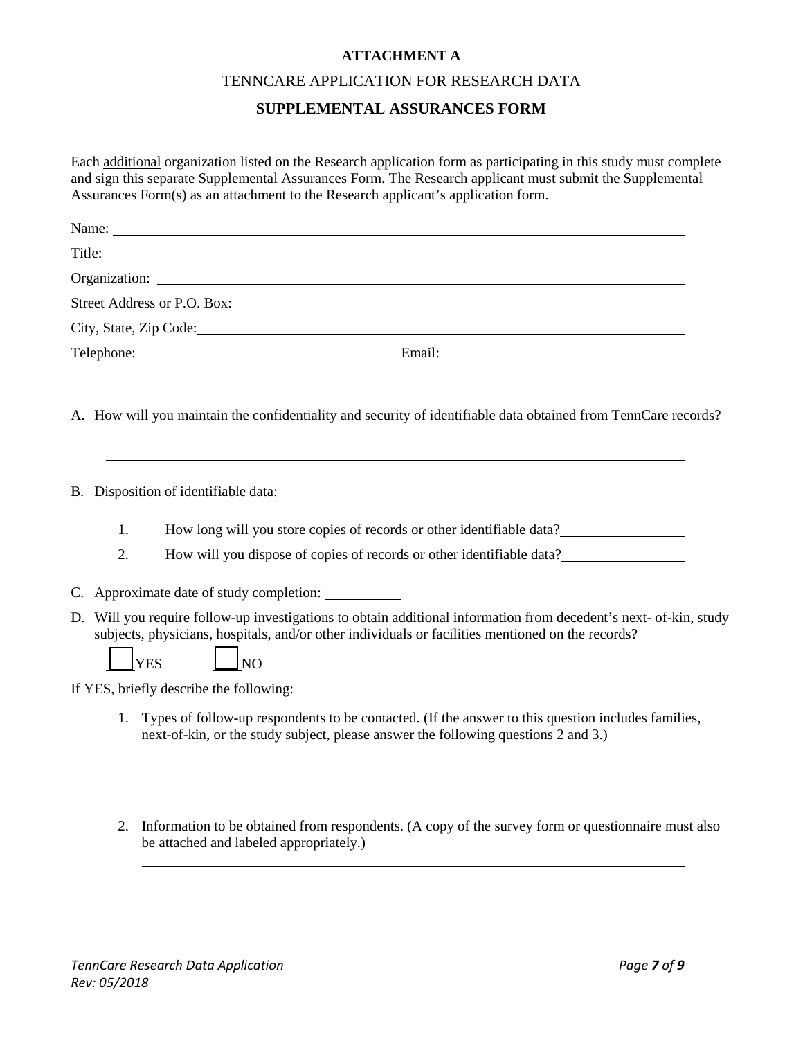**ATTACHMENT A**

TENNCARE APPLICATION FOR RESEARCH DATA

**SUPPLEMENTAL ASSURANCES FORM**

Each additional organization listed on the Research application form as participating in this study must complete and sign this separate Supplemental Assurances Form. The Research applicant must submit the Supplemental Assurances Form(s) as an attachment to the Research applicant's application form.

Name: \_\_\_\_\_\_\_\_\_\_\_\_\_\_\_\_\_\_\_\_\_\_\_\_\_\_\_\_\_\_\_\_\_\_\_\_\_\_\_\_

Title: \_\_\_\_\_\_\_\_\_\_\_\_\_\_\_\_\_\_\_\_\_\_\_\_\_\_\_\_\_\_\_\_\_\_\_\_\_\_\_\_

Organization: \_\_\_\_\_\_\_\_\_\_\_\_\_\_\_\_\_\_\_\_\_\_\_\_\_\_\_\_\_\_\_\_\_\_\_\_\_\_\_\_

Street Address or P.O. Box: \_\_\_\_\_\_\_\_\_\_\_\_\_\_\_\_\_\_\_\_\_\_\_\_\_\_\_\_\_\_\_\_\_\_\_\_\_\_\_\_

City, State, Zip Code: \_\_\_\_\_\_\_\_\_\_\_\_\_\_\_\_\_\_\_\_\_\_\_\_\_\_\_\_\_\_\_\_\_\_\_\_\_\_\_\_

Telephone: \_\_\_\_\_\_\_\_\_\_\_\_\_\_\_\_\_\_\_\_ Email: \_\_\_\_\_\_\_\_\_\_\_\_\_\_\_\_\_\_\_\_

A. How will you maintain the confidentiality and security of identifiable data obtained from TennCare records?

\_\_\_\_\_\_\_\_\_\_\_\_\_\_\_\_\_\_\_\_\_\_\_\_\_\_\_\_\_\_\_\_\_\_\_\_\_\_\_\_

B. Disposition of identifiable data:

1. How long will you store copies of records or other identifiable data? \_\_\_\_\_\_\_\_\_\_\_\_\_\_\_\_
2. How will you dispose of copies of records or other identifiable data? \_\_\_\_\_\_\_\_\_\_\_\_\_\_\_\_

C. Approximate date of study completion: \_\_\_\_\_\_\_\_\_\_

D. Will you require follow-up investigations to obtain additional information from decedent's next- of-kin, study subjects, physicians, hospitals, and/or other individuals or facilities mentioned on the records?

☐ YES ☐ NO

If YES, briefly describe the following:

1. Types of follow-up respondents to be contacted. (If the answer to this question includes families, next-of-kin, or the study subject, please answer the following questions 2 and 3.)

   \_\_\_\_\_\_\_\_\_\_\_\_\_\_\_\_\_\_\_\_\_\_\_\_\_\_\_\_\_\_\_\_\_\_\_\_\_\_\_\_

   \_\_\_\_\_\_\_\_\_\_\_\_\_\_\_\_\_\_\_\_\_\_\_\_\_\_\_\_\_\_\_\_\_\_\_\_\_\_\_\_

   \_\_\_\_\_\_\_\_\_\_\_\_\_\_\_\_\_\_\_\_\_\_\_\_\_\_\_\_\_\_\_\_\_\_\_\_\_\_\_\_

2. Information to be obtained from respondents. (A copy of the survey form or questionnaire must also be attached and labeled appropriately.)

   \_\_\_\_\_\_\_\_\_\_\_\_\_\_\_\_\_\_\_\_\_\_\_\_\_\_\_\_\_\_\_\_\_\_\_\_\_\_\_\_

   \_\_\_\_\_\_\_\_\_\_\_\_\_\_\_\_\_\_\_\_\_\_\_\_\_\_\_\_\_\_\_\_\_\_\_\_\_\_\_\_

   \_\_\_\_\_\_\_\_\_\_\_\_\_\_\_\_\_\_\_\_\_\_\_\_\_\_\_\_\_\_\_\_\_\_\_\_\_\_\_\_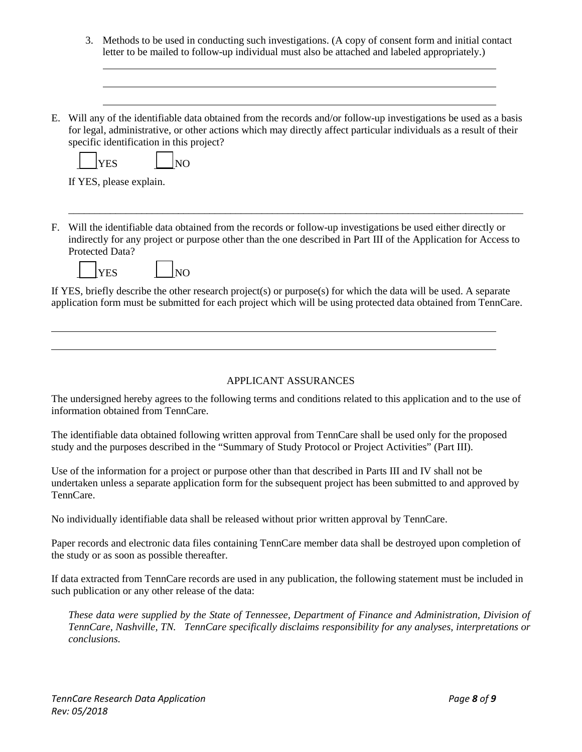3. Methods to be used in conducting such investigations. (A copy of consent form and initial contact letter to be mailed to follow-up individual must also be attached and labeled appropriately.)

\_\_\_\_\_\_\_\_\_\_\_\_\_\_\_\_\_\_\_\_\_\_\_\_\_\_\_\_\_\_\_\_\_\_\_\_\_\_\_\_\_\_\_\_\_\_\_\_\_\_\_\_\_\_\_\_\_\_\_\_\_\_\_\_\_\_\_\_\_\_\_\_

\_\_\_\_\_\_\_\_\_\_\_\_\_\_\_\_\_\_\_\_\_\_\_\_\_\_\_\_\_\_\_\_\_\_\_\_\_\_\_\_\_\_\_\_\_\_\_\_\_\_\_\_\_\_\_\_\_\_\_\_\_\_\_\_\_\_\_\_\_\_\_\_

\_\_\_\_\_\_\_\_\_\_\_\_\_\_\_\_\_\_\_\_\_\_\_\_\_\_\_\_\_\_\_\_\_\_\_\_\_\_\_\_\_\_\_\_\_\_\_\_\_\_\_\_\_\_\_\_\_\_\_\_\_\_\_\_\_\_\_\_\_\_\_\_

E. Will any of the identifiable data obtained from the records and/or follow-up investigations be used as a basis for legal, administrative, or other actions which may directly affect particular individuals as a result of their specific identification in this project?

☐ YES ☐ NO

If YES, please explain.

\_\_\_\_\_\_\_\_\_\_\_\_\_\_\_\_\_\_\_\_\_\_\_\_\_\_\_\_\_\_\_\_\_\_\_\_\_\_\_\_\_\_\_\_\_\_\_\_\_\_\_\_\_\_\_\_\_\_\_\_\_\_\_\_\_\_\_\_\_\_\_\_

F. Will the identifiable data obtained from the records or follow-up investigations be used either directly or indirectly for any project or purpose other than the one described in Part III of the Application for Access to Protected Data?

☐ YES ☐ NO

If YES, briefly describe the other research project(s) or purpose(s) for which the data will be used. A separate application form must be submitted for each project which will be using protected data obtained from TennCare.

\_\_\_\_\_\_\_\_\_\_\_\_\_\_\_\_\_\_\_\_\_\_\_\_\_\_\_\_\_\_\_\_\_\_\_\_\_\_\_\_\_\_\_\_\_\_\_\_\_\_\_\_\_\_\_\_\_\_\_\_\_\_\_\_\_\_\_\_\_\_\_\_

\_\_\_\_\_\_\_\_\_\_\_\_\_\_\_\_\_\_\_\_\_\_\_\_\_\_\_\_\_\_\_\_\_\_\_\_\_\_\_\_\_\_\_\_\_\_\_\_\_\_\_\_\_\_\_\_\_\_\_\_\_\_\_\_\_\_\_\_\_\_\_\_

## APPLICANT ASSURANCES

The undersigned hereby agrees to the following terms and conditions related to this application and to the use of information obtained from TennCare.

The identifiable data obtained following written approval from TennCare shall be used only for the proposed study and the purposes described in the "Summary of Study Protocol or Project Activities" (Part III).

Use of the information for a project or purpose other than that described in Parts III and IV shall not be undertaken unless a separate application form for the subsequent project has been submitted to and approved by TennCare.

No individually identifiable data shall be released without prior written approval by TennCare.

Paper records and electronic data files containing TennCare member data shall be destroyed upon completion of the study or as soon as possible thereafter.

If data extracted from TennCare records are used in any publication, the following statement must be included in such publication or any other release of the data:

*These data were supplied by the State of Tennessee, Department of Finance and Administration, Division of TennCare, Nashville, TN. TennCare specifically disclaims responsibility for any analyses, interpretations or conclusions.*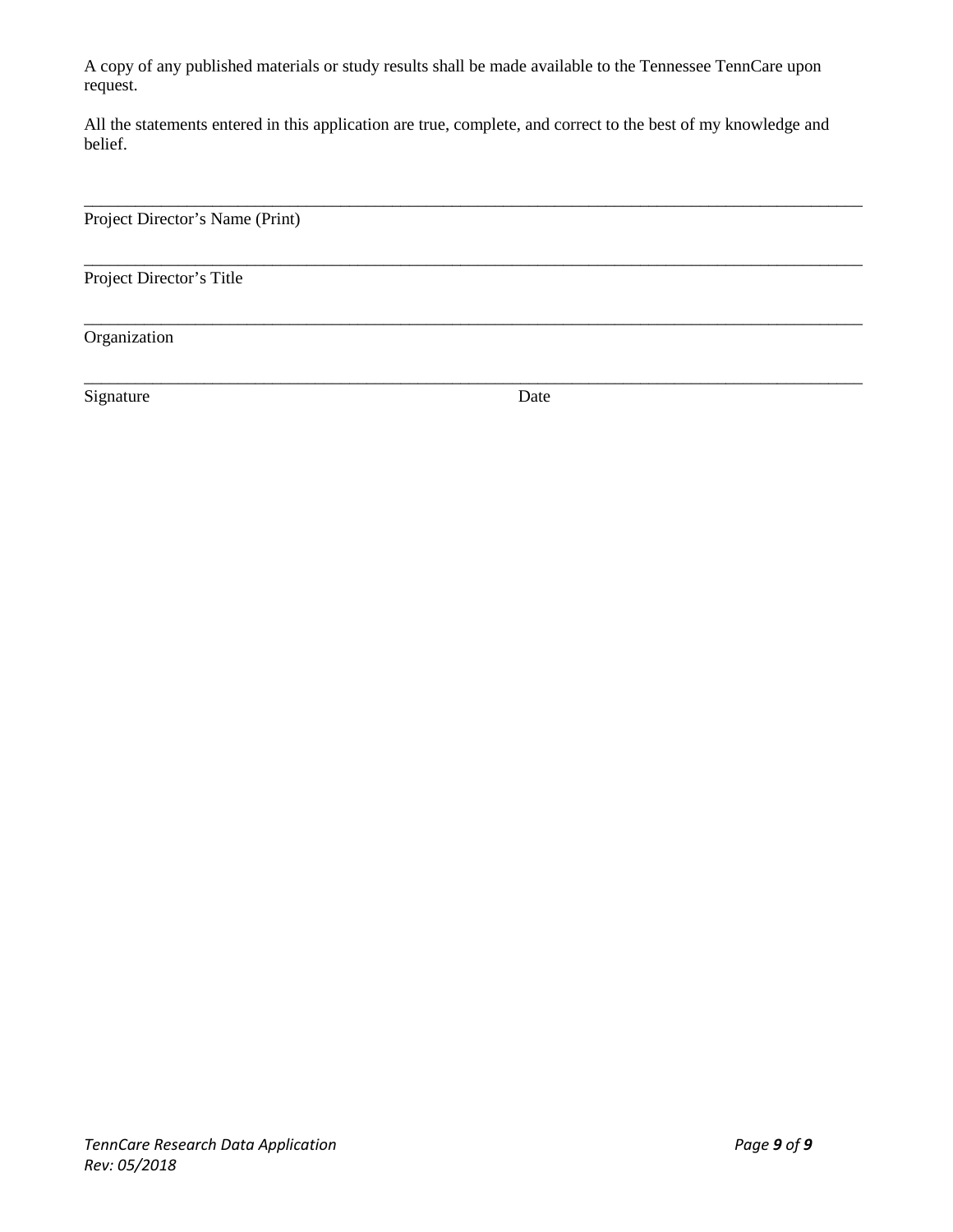A copy of any published materials or study results shall be made available to the Tennessee TennCare upon request.

All the statements entered in this application are true, complete, and correct to the best of my knowledge and belief.

_______________________________________________________________________________________

Project Director's Name (Print)

_______________________________________________________________________________________

Project Director's Title

_______________________________________________________________________________________

Organization

_______________________________________________________________________________________

Signature                                                                                     Date